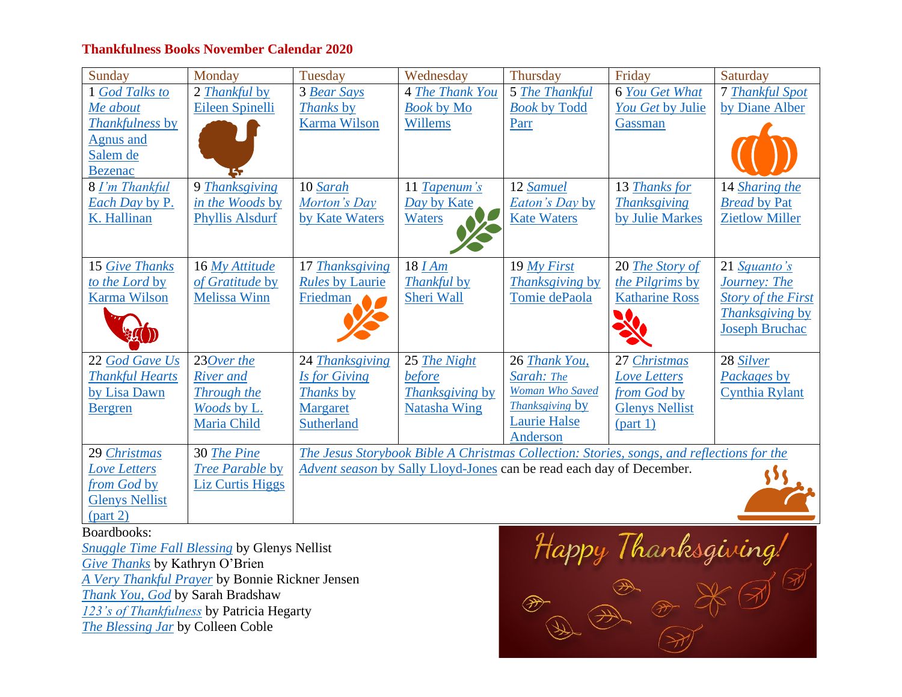# Thankfulness Books November Calendar 2020

| Sunday | Monday | Tuesday | Wednesday | Thursday | Friday | Saturday |
|---|---|---|---|---|---|---|
| 1 *God Talks to Me about Thankfulness* by Agnus and Salem de Bezenac | 2 *Thankful* by Eileen Spinelli | 3 *Bear Says Thanks* by Karma Wilson | 4 *The Thank You Book* by Mo Willems | 5 *The Thankful Book* by Todd Parr | 6 *You Get What You Get* by Julie Gassman | 7 *Thankful Spot* by Diane Alber |
| 8 *I'm Thankful Each Day* by P. K. Hallinan | 9 *Thanksgiving in the Woods* by Phyllis Alsdurf | 10 *Sarah Morton's Day* by Kate Waters | 11 *Tapenum's Day* by Kate Waters | 12 *Samuel Eaton's Day* by Kate Waters | 13 *Thanks for Thanksgiving* by Julie Markes | 14 *Sharing the Bread* by Pat Zietlow Miller |
| 15 *Give Thanks to the Lord* by Karma Wilson | 16 *My Attitude of Gratitude* by Melissa Winn | 17 *Thanksgiving Rules* by Laurie Friedman | 18 *I Am Thankful* by Sheri Wall | 19 *My First Thanksgiving* by Tomie dePaola | 20 *The Story of the Pilgrims* by Katharine Ross | 21 *Squanto's Journey: The Story of the First Thanksgiving* by Joseph Bruchac |
| 22 *God Gave Us Thankful Hearts* by Lisa Dawn Bergren | 23 *Over the River and Through the Woods* by L. Maria Child | 24 *Thanksgiving Is for Giving Thanks* by Margaret Sutherland | 25 *The Night before Thanksgiving* by Natasha Wing | 26 *Thank You, Sarah: The Woman Who Saved Thanksgiving* by Laurie Halse Anderson | 27 *Christmas Love Letters from God* by Glenys Nellist (part 1) | 28 *Silver Packages* by Cynthia Rylant |
| 29 *Christmas Love Letters from God* by Glenys Nellist (part 2) | 30 *The Pine Tree Parable* by Liz Curtis Higgs | *The Jesus Storybook Bible A Christmas Collection: Stories, songs, and reflections for the Advent season* by Sally Lloyd-Jones can be read each day of December. | | | | |

Boardbooks:

*Snuggle Time Fall Blessing* by Glenys Nellist
*Give Thanks* by Kathryn O'Brien
*A Very Thankful Prayer* by Bonnie Rickner Jensen
*Thank You, God* by Sarah Bradshaw
*123's of Thankfulness* by Patricia Hegarty
*The Blessing Jar* by Colleen Coble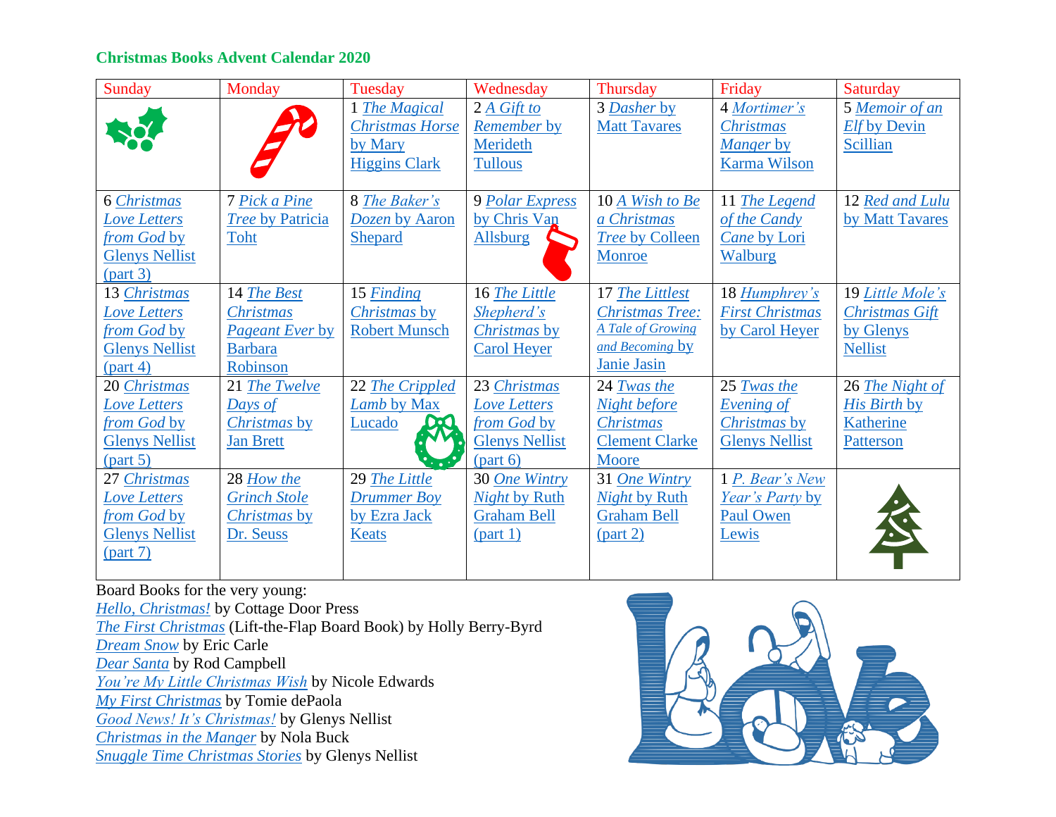## Christmas Books Advent Calendar 2020

| Sunday | Monday | Tuesday | Wednesday | Thursday | Friday | Saturday |
|---|---|---|---|---|---|---|
| | | 1 *The Magical Christmas Horse* by Mary Higgins Clark | 2 *A Gift to Remember* by Merideth Tullous | 3 *Dasher* by Matt Tavares | 4 *Mortimer's Christmas Manger* by Karma Wilson | 5 *Memoir of an Elf* by Devin Scillian |
| 6 *Christmas Love Letters from God* by Glenys Nellist (part 3) | 7 *Pick a Pine Tree* by Patricia Toht | 8 *The Baker's Dozen* by Aaron Shepard | 9 *Polar Express* by Chris Van Allsburg | 10 *A Wish to Be a Christmas Tree* by Colleen Monroe | 11 *The Legend of the Candy Cane* by Lori Walburg | 12 *Red and Lulu* by Matt Tavares |
| 13 *Christmas Love Letters from God* by Glenys Nellist (part 4) | 14 *The Best Christmas Pageant Ever* by Barbara Robinson | 15 *Finding Christmas* by Robert Munsch | 16 *The Little Shepherd's Christmas* by Carol Heyer | 17 *The Littlest Christmas Tree: A Tale of Growing and Becoming* by Janie Jasin | 18 *Humphrey's First Christmas* by Carol Heyer | 19 *Little Mole's Christmas Gift* by Glenys Nellist |
| 20 *Christmas Love Letters from God* by Glenys Nellist (part 5) | 21 *The Twelve Days of Christmas* by Jan Brett | 22 *The Crippled Lamb* by Max Lucado | 23 *Christmas Love Letters from God* by Glenys Nellist (part 6) | 24 *Twas the Night before Christmas* Clement Clarke Moore | 25 *Twas the Evening of Christmas* by Glenys Nellist | 26 *The Night of His Birth* by Katherine Patterson |
| 27 *Christmas Love Letters from God* by Glenys Nellist (part 7) | 28 *How the Grinch Stole Christmas* by Dr. Seuss | 29 *The Little Drummer Boy* by Ezra Jack Keats | 30 *One Wintry Night* by Ruth Graham Bell (part 1) | 31 *One Wintry Night* by Ruth Graham Bell (part 2) | 1 *P. Bear's New Year's Party* by Paul Owen Lewis | |

Board Books for the very young:

*Hello, Christmas!* by Cottage Door Press
*The First Christmas* (Lift-the-Flap Board Book) by Holly Berry-Byrd
*Dream Snow* by Eric Carle
*Dear Santa* by Rod Campbell
*You're My Little Christmas Wish* by Nicole Edwards
*My First Christmas* by Tomie dePaola
*Good News! It's Christmas!* by Glenys Nellist
*Christmas in the Manger* by Nola Buck
*Snuggle Time Christmas Stories* by Glenys Nellist